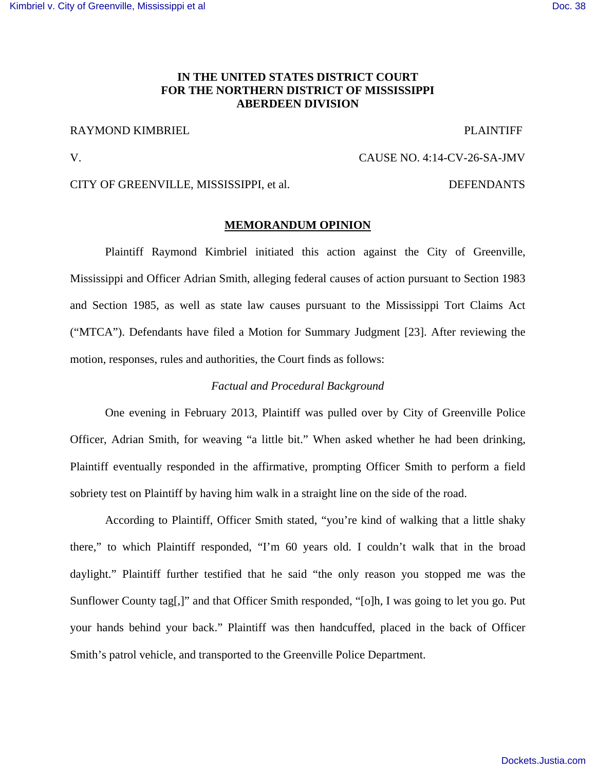**IN THE UNITED STATES DISTRICT COURT**
**FOR THE NORTHERN DISTRICT OF MISSISSIPPI**
**ABERDEEN DIVISION**

RAYMOND KIMBRIEL PLAINTIFF

V. CAUSE NO. 4:14-CV-26-SA-JMV

CITY OF GREENVILLE, MISSISSIPPI, et al. DEFENDANTS

**MEMORANDUM OPINION**

Plaintiff Raymond Kimbriel initiated this action against the City of Greenville, Mississippi and Officer Adrian Smith, alleging federal causes of action pursuant to Section 1983 and Section 1985, as well as state law causes pursuant to the Mississippi Tort Claims Act ("MTCA"). Defendants have filed a Motion for Summary Judgment [23]. After reviewing the motion, responses, rules and authorities, the Court finds as follows:

*Factual and Procedural Background*

One evening in February 2013, Plaintiff was pulled over by City of Greenville Police Officer, Adrian Smith, for weaving "a little bit." When asked whether he had been drinking, Plaintiff eventually responded in the affirmative, prompting Officer Smith to perform a field sobriety test on Plaintiff by having him walk in a straight line on the side of the road.

According to Plaintiff, Officer Smith stated, "you're kind of walking that a little shaky there," to which Plaintiff responded, "I'm 60 years old. I couldn't walk that in the broad daylight." Plaintiff further testified that he said "the only reason you stopped me was the Sunflower County tag[,]" and that Officer Smith responded, "[o]h, I was going to let you go. Put your hands behind your back." Plaintiff was then handcuffed, placed in the back of Officer Smith's patrol vehicle, and transported to the Greenville Police Department.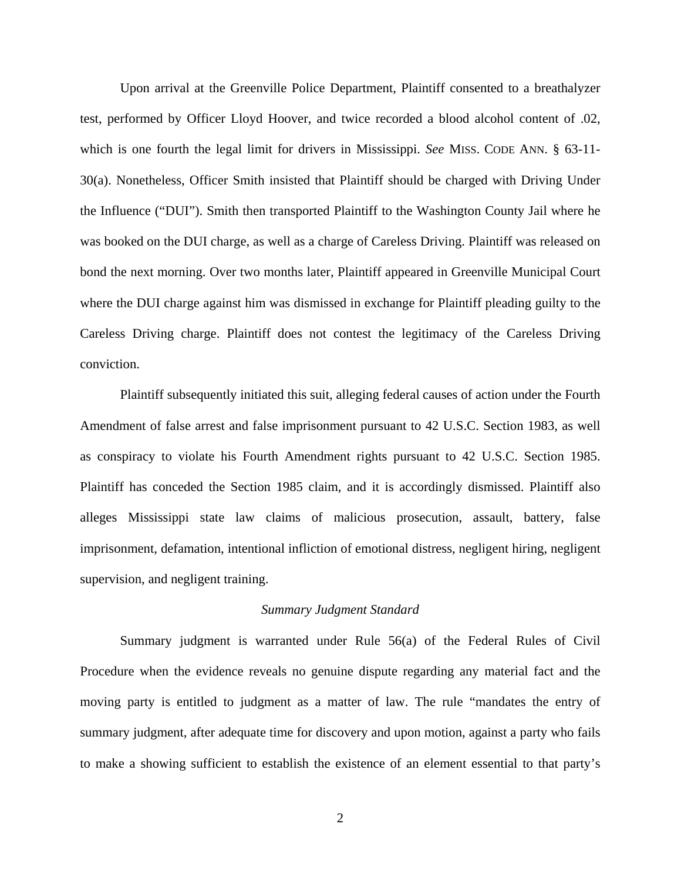Upon arrival at the Greenville Police Department, Plaintiff consented to a breathalyzer test, performed by Officer Lloyd Hoover, and twice recorded a blood alcohol content of .02, which is one fourth the legal limit for drivers in Mississippi. *See* MISS. CODE ANN. § 63-11-30(a). Nonetheless, Officer Smith insisted that Plaintiff should be charged with Driving Under the Influence ("DUI"). Smith then transported Plaintiff to the Washington County Jail where he was booked on the DUI charge, as well as a charge of Careless Driving. Plaintiff was released on bond the next morning. Over two months later, Plaintiff appeared in Greenville Municipal Court where the DUI charge against him was dismissed in exchange for Plaintiff pleading guilty to the Careless Driving charge. Plaintiff does not contest the legitimacy of the Careless Driving conviction.

Plaintiff subsequently initiated this suit, alleging federal causes of action under the Fourth Amendment of false arrest and false imprisonment pursuant to 42 U.S.C. Section 1983, as well as conspiracy to violate his Fourth Amendment rights pursuant to 42 U.S.C. Section 1985. Plaintiff has conceded the Section 1985 claim, and it is accordingly dismissed. Plaintiff also alleges Mississippi state law claims of malicious prosecution, assault, battery, false imprisonment, defamation, intentional infliction of emotional distress, negligent hiring, negligent supervision, and negligent training.

*Summary Judgment Standard*

Summary judgment is warranted under Rule 56(a) of the Federal Rules of Civil Procedure when the evidence reveals no genuine dispute regarding any material fact and the moving party is entitled to judgment as a matter of law. The rule "mandates the entry of summary judgment, after adequate time for discovery and upon motion, against a party who fails to make a showing sufficient to establish the existence of an element essential to that party's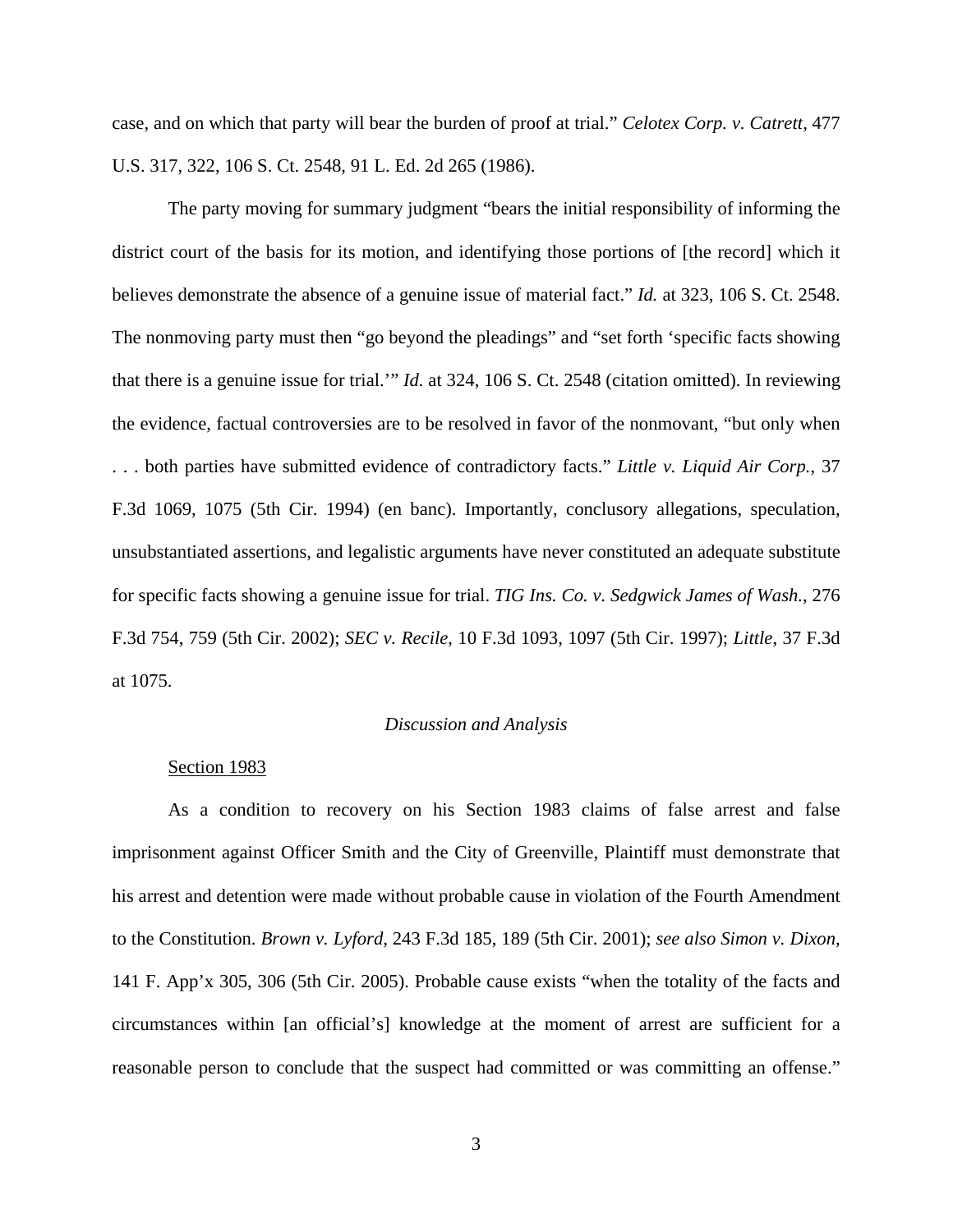case, and on which that party will bear the burden of proof at trial." *Celotex Corp. v. Catrett*, 477 U.S. 317, 322, 106 S. Ct. 2548, 91 L. Ed. 2d 265 (1986).

The party moving for summary judgment "bears the initial responsibility of informing the district court of the basis for its motion, and identifying those portions of [the record] which it believes demonstrate the absence of a genuine issue of material fact." *Id.* at 323, 106 S. Ct. 2548. The nonmoving party must then "go beyond the pleadings" and "set forth 'specific facts showing that there is a genuine issue for trial.'" *Id.* at 324, 106 S. Ct. 2548 (citation omitted). In reviewing the evidence, factual controversies are to be resolved in favor of the nonmovant, "but only when . . . both parties have submitted evidence of contradictory facts." *Little v. Liquid Air Corp.*, 37 F.3d 1069, 1075 (5th Cir. 1994) (en banc). Importantly, conclusory allegations, speculation, unsubstantiated assertions, and legalistic arguments have never constituted an adequate substitute for specific facts showing a genuine issue for trial. *TIG Ins. Co. v. Sedgwick James of Wash.*, 276 F.3d 754, 759 (5th Cir. 2002); *SEC v. Recile*, 10 F.3d 1093, 1097 (5th Cir. 1997); *Little*, 37 F.3d at 1075.

*Discussion and Analysis*

Section 1983

As a condition to recovery on his Section 1983 claims of false arrest and false imprisonment against Officer Smith and the City of Greenville, Plaintiff must demonstrate that his arrest and detention were made without probable cause in violation of the Fourth Amendment to the Constitution. *Brown v. Lyford*, 243 F.3d 185, 189 (5th Cir. 2001); *see also Simon v. Dixon*, 141 F. App'x 305, 306 (5th Cir. 2005). Probable cause exists "when the totality of the facts and circumstances within [an official's] knowledge at the moment of arrest are sufficient for a reasonable person to conclude that the suspect had committed or was committing an offense."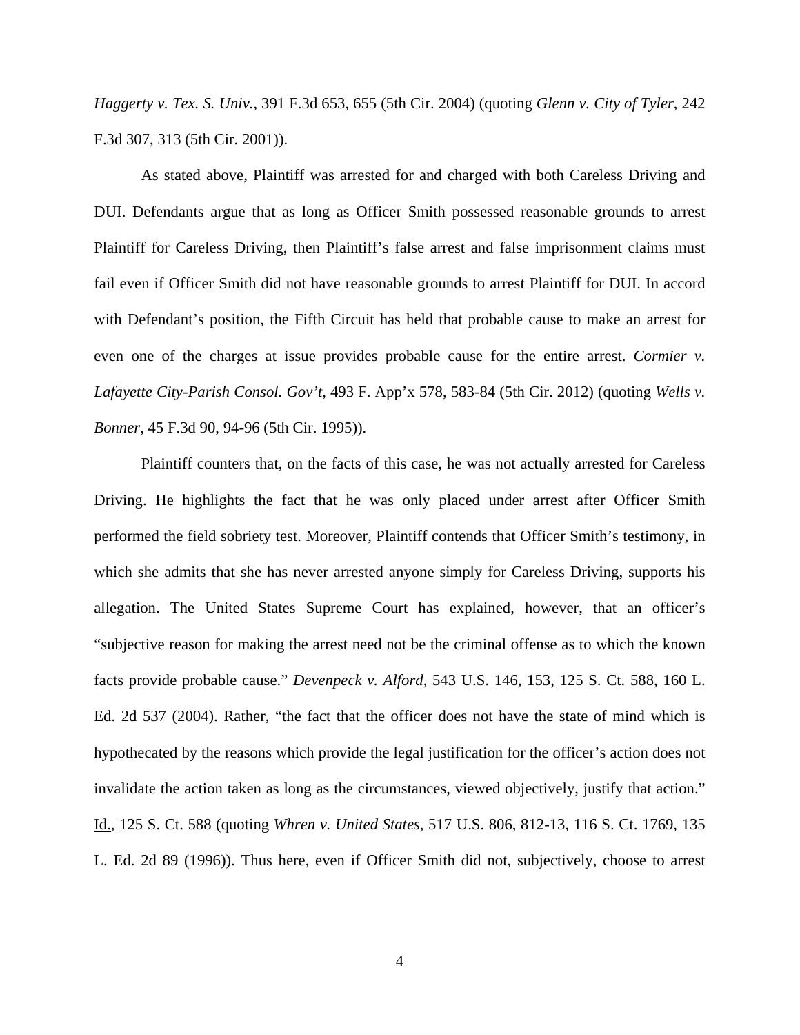*Haggerty v. Tex. S. Univ.*, 391 F.3d 653, 655 (5th Cir. 2004) (quoting *Glenn v. City of Tyler*, 242 F.3d 307, 313 (5th Cir. 2001)).

As stated above, Plaintiff was arrested for and charged with both Careless Driving and DUI. Defendants argue that as long as Officer Smith possessed reasonable grounds to arrest Plaintiff for Careless Driving, then Plaintiff's false arrest and false imprisonment claims must fail even if Officer Smith did not have reasonable grounds to arrest Plaintiff for DUI. In accord with Defendant's position, the Fifth Circuit has held that probable cause to make an arrest for even one of the charges at issue provides probable cause for the entire arrest. *Cormier v. Lafayette City-Parish Consol. Gov't*, 493 F. App'x 578, 583-84 (5th Cir. 2012) (quoting *Wells v. Bonner*, 45 F.3d 90, 94-96 (5th Cir. 1995)).

Plaintiff counters that, on the facts of this case, he was not actually arrested for Careless Driving. He highlights the fact that he was only placed under arrest after Officer Smith performed the field sobriety test. Moreover, Plaintiff contends that Officer Smith's testimony, in which she admits that she has never arrested anyone simply for Careless Driving, supports his allegation. The United States Supreme Court has explained, however, that an officer's "subjective reason for making the arrest need not be the criminal offense as to which the known facts provide probable cause." *Devenpeck v. Alford*, 543 U.S. 146, 153, 125 S. Ct. 588, 160 L. Ed. 2d 537 (2004). Rather, "the fact that the officer does not have the state of mind which is hypothecated by the reasons which provide the legal justification for the officer's action does not invalidate the action taken as long as the circumstances, viewed objectively, justify that action." Id., 125 S. Ct. 588 (quoting *Whren v. United States*, 517 U.S. 806, 812-13, 116 S. Ct. 1769, 135 L. Ed. 2d 89 (1996)). Thus here, even if Officer Smith did not, subjectively, choose to arrest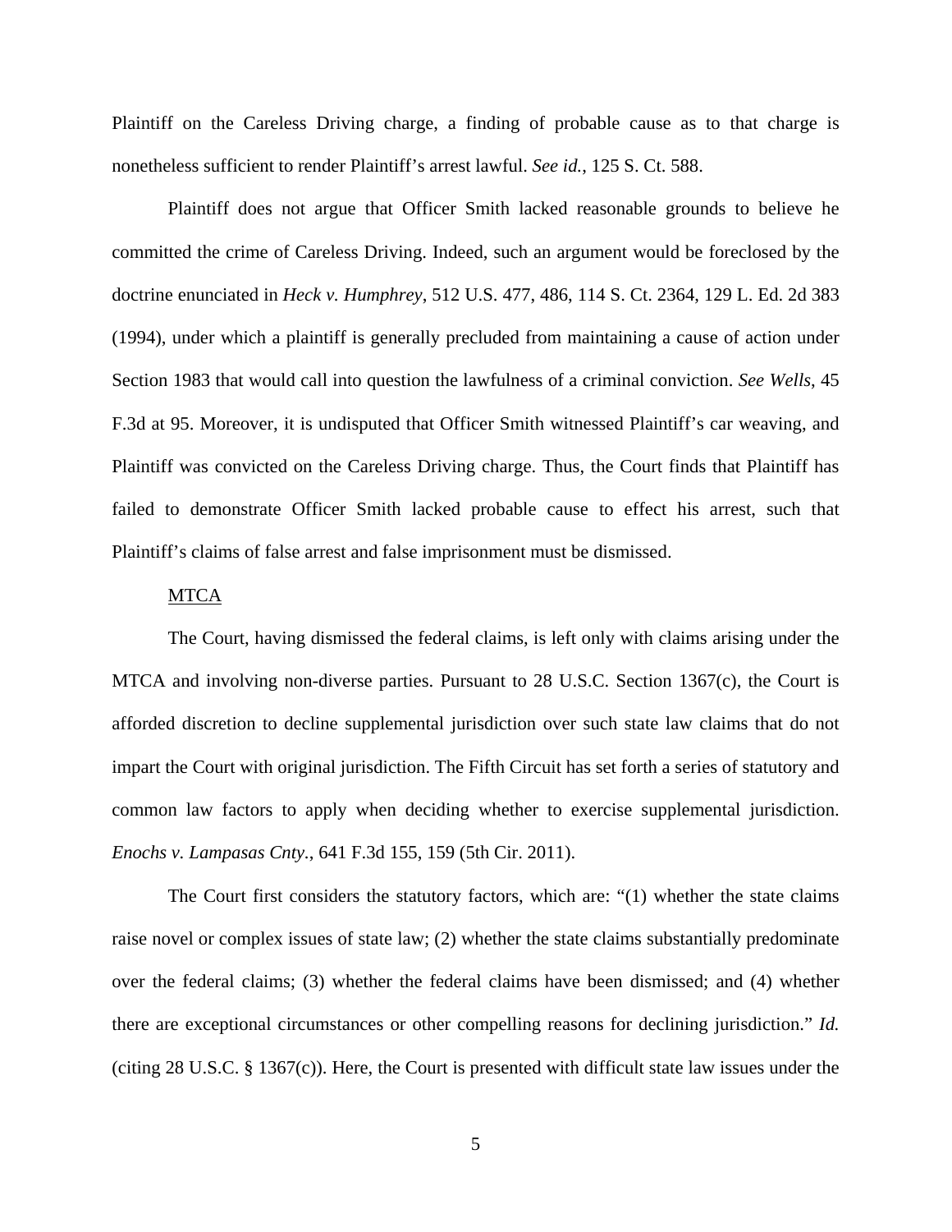Plaintiff on the Careless Driving charge, a finding of probable cause as to that charge is nonetheless sufficient to render Plaintiff's arrest lawful. *See id.*, 125 S. Ct. 588.

Plaintiff does not argue that Officer Smith lacked reasonable grounds to believe he committed the crime of Careless Driving. Indeed, such an argument would be foreclosed by the doctrine enunciated in *Heck v. Humphrey*, 512 U.S. 477, 486, 114 S. Ct. 2364, 129 L. Ed. 2d 383 (1994), under which a plaintiff is generally precluded from maintaining a cause of action under Section 1983 that would call into question the lawfulness of a criminal conviction. *See Wells*, 45 F.3d at 95. Moreover, it is undisputed that Officer Smith witnessed Plaintiff's car weaving, and Plaintiff was convicted on the Careless Driving charge. Thus, the Court finds that Plaintiff has failed to demonstrate Officer Smith lacked probable cause to effect his arrest, such that Plaintiff's claims of false arrest and false imprisonment must be dismissed.

<u>MTCA</u>

The Court, having dismissed the federal claims, is left only with claims arising under the MTCA and involving non-diverse parties. Pursuant to 28 U.S.C. Section 1367(c), the Court is afforded discretion to decline supplemental jurisdiction over such state law claims that do not impart the Court with original jurisdiction. The Fifth Circuit has set forth a series of statutory and common law factors to apply when deciding whether to exercise supplemental jurisdiction. *Enochs v. Lampasas Cnty.*, 641 F.3d 155, 159 (5th Cir. 2011).

The Court first considers the statutory factors, which are: "(1) whether the state claims raise novel or complex issues of state law; (2) whether the state claims substantially predominate over the federal claims; (3) whether the federal claims have been dismissed; and (4) whether there are exceptional circumstances or other compelling reasons for declining jurisdiction." *Id.* (citing 28 U.S.C. § 1367(c)). Here, the Court is presented with difficult state law issues under the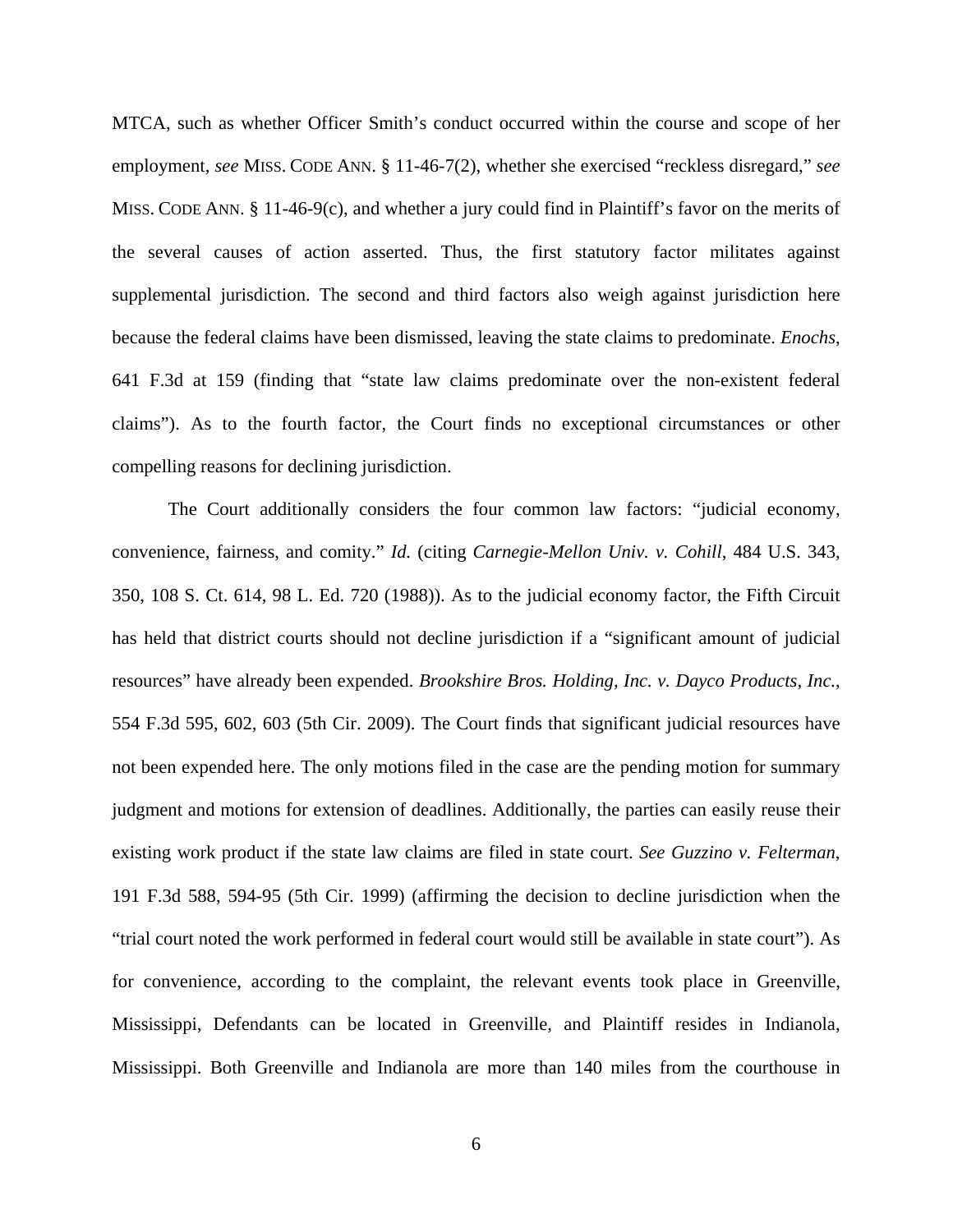MTCA, such as whether Officer Smith's conduct occurred within the course and scope of her employment, *see* MISS. CODE ANN. § 11-46-7(2), whether she exercised "reckless disregard," *see* MISS. CODE ANN. § 11-46-9(c), and whether a jury could find in Plaintiff's favor on the merits of the several causes of action asserted. Thus, the first statutory factor militates against supplemental jurisdiction. The second and third factors also weigh against jurisdiction here because the federal claims have been dismissed, leaving the state claims to predominate. *Enochs*, 641 F.3d at 159 (finding that "state law claims predominate over the non-existent federal claims"). As to the fourth factor, the Court finds no exceptional circumstances or other compelling reasons for declining jurisdiction.

The Court additionally considers the four common law factors: "judicial economy, convenience, fairness, and comity." *Id.* (citing *Carnegie-Mellon Univ. v. Cohill*, 484 U.S. 343, 350, 108 S. Ct. 614, 98 L. Ed. 720 (1988)). As to the judicial economy factor, the Fifth Circuit has held that district courts should not decline jurisdiction if a "significant amount of judicial resources" have already been expended. *Brookshire Bros. Holding, Inc. v. Dayco Products, Inc.*, 554 F.3d 595, 602, 603 (5th Cir. 2009). The Court finds that significant judicial resources have not been expended here. The only motions filed in the case are the pending motion for summary judgment and motions for extension of deadlines. Additionally, the parties can easily reuse their existing work product if the state law claims are filed in state court. *See Guzzino v. Felterman*, 191 F.3d 588, 594-95 (5th Cir. 1999) (affirming the decision to decline jurisdiction when the "trial court noted the work performed in federal court would still be available in state court"). As for convenience, according to the complaint, the relevant events took place in Greenville, Mississippi, Defendants can be located in Greenville, and Plaintiff resides in Indianola, Mississippi. Both Greenville and Indianola are more than 140 miles from the courthouse in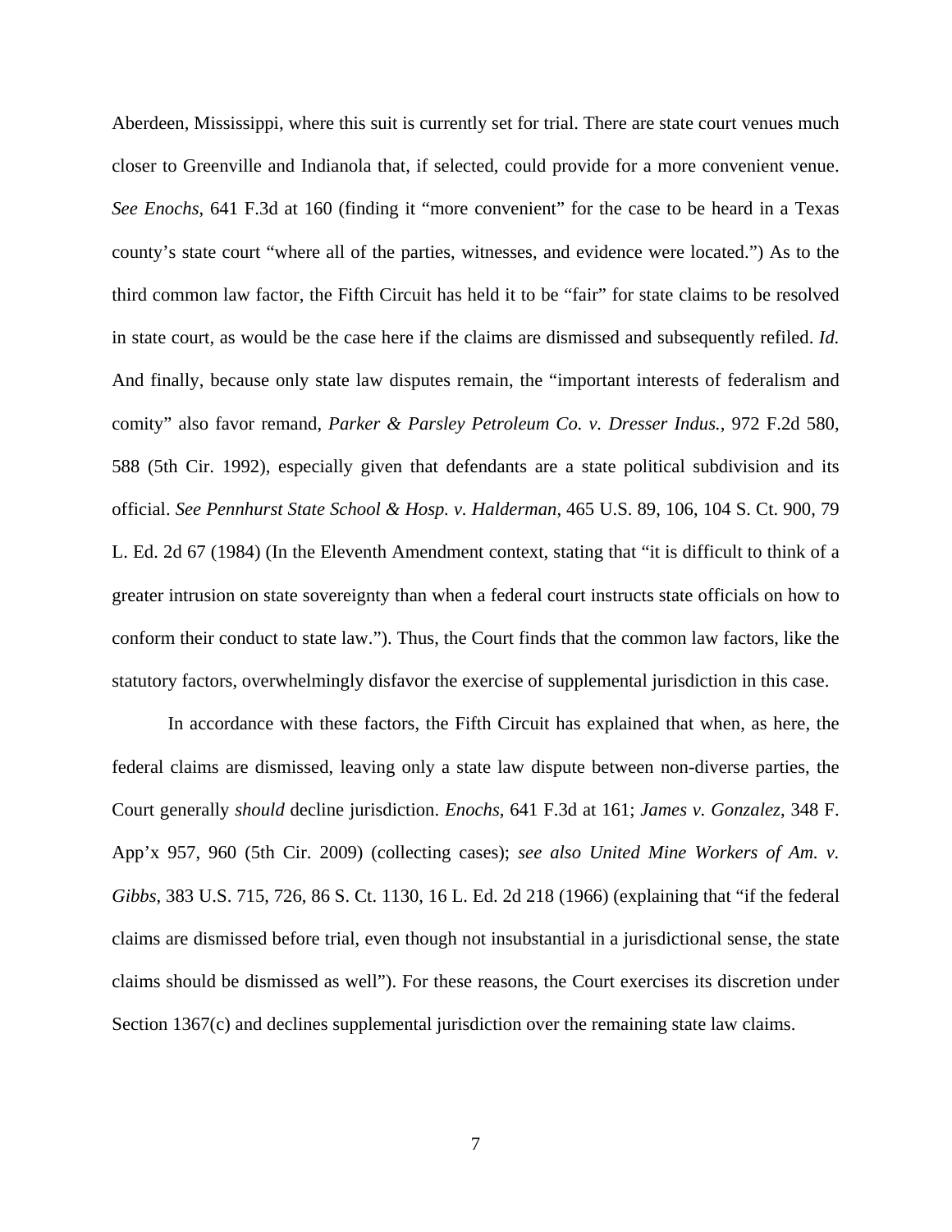Aberdeen, Mississippi, where this suit is currently set for trial. There are state court venues much closer to Greenville and Indianola that, if selected, could provide for a more convenient venue. *See Enochs*, 641 F.3d at 160 (finding it "more convenient" for the case to be heard in a Texas county's state court "where all of the parties, witnesses, and evidence were located.") As to the third common law factor, the Fifth Circuit has held it to be "fair" for state claims to be resolved in state court, as would be the case here if the claims are dismissed and subsequently refiled. *Id.* And finally, because only state law disputes remain, the "important interests of federalism and comity" also favor remand, *Parker & Parsley Petroleum Co. v. Dresser Indus.*, 972 F.2d 580, 588 (5th Cir. 1992), especially given that defendants are a state political subdivision and its official. *See Pennhurst State School & Hosp. v. Halderman*, 465 U.S. 89, 106, 104 S. Ct. 900, 79 L. Ed. 2d 67 (1984) (In the Eleventh Amendment context, stating that "it is difficult to think of a greater intrusion on state sovereignty than when a federal court instructs state officials on how to conform their conduct to state law."). Thus, the Court finds that the common law factors, like the statutory factors, overwhelmingly disfavor the exercise of supplemental jurisdiction in this case.

In accordance with these factors, the Fifth Circuit has explained that when, as here, the federal claims are dismissed, leaving only a state law dispute between non-diverse parties, the Court generally *should* decline jurisdiction. *Enochs*, 641 F.3d at 161; *James v. Gonzalez*, 348 F. App'x 957, 960 (5th Cir. 2009) (collecting cases); *see also United Mine Workers of Am. v. Gibbs*, 383 U.S. 715, 726, 86 S. Ct. 1130, 16 L. Ed. 2d 218 (1966) (explaining that "if the federal claims are dismissed before trial, even though not insubstantial in a jurisdictional sense, the state claims should be dismissed as well"). For these reasons, the Court exercises its discretion under Section 1367(c) and declines supplemental jurisdiction over the remaining state law claims.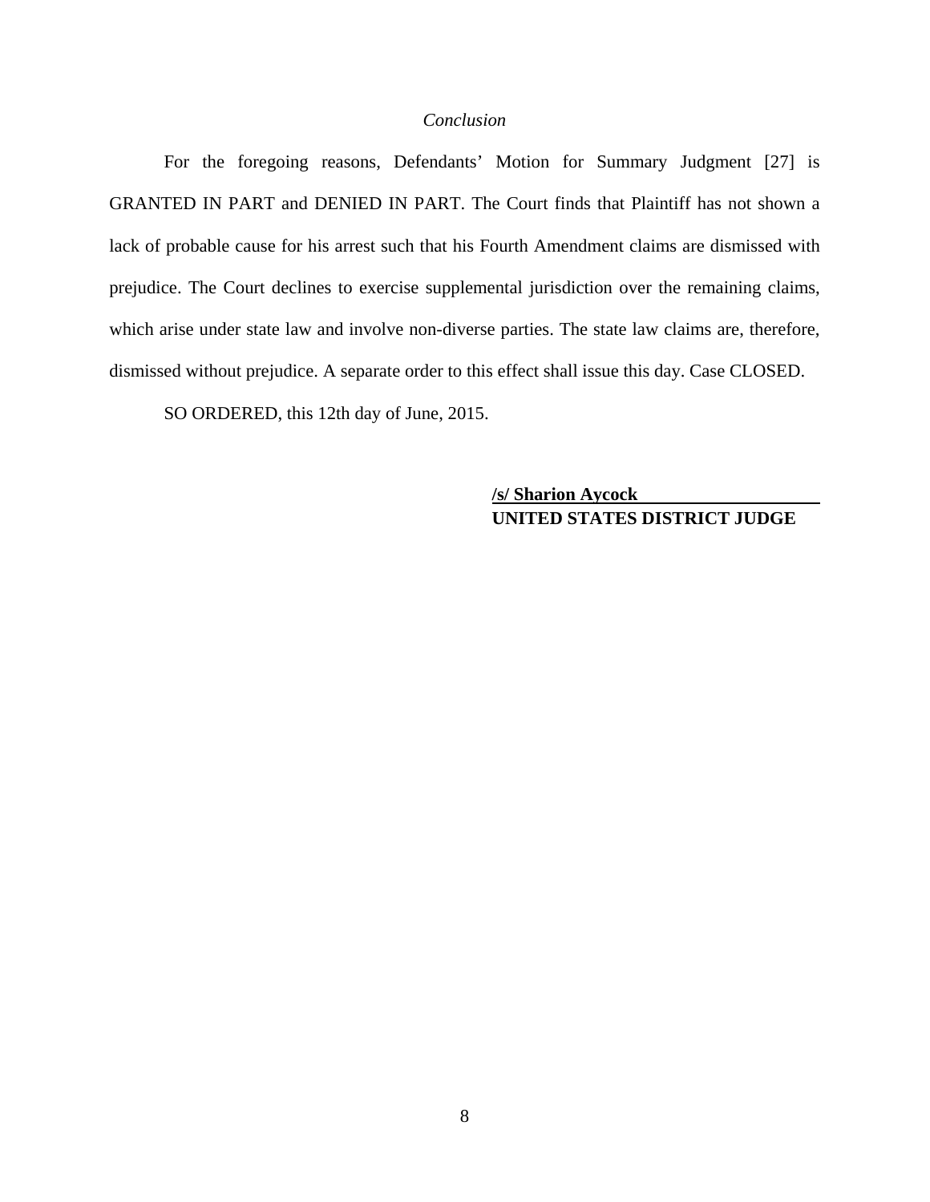*Conclusion*

For the foregoing reasons, Defendants' Motion for Summary Judgment [27] is GRANTED IN PART and DENIED IN PART. The Court finds that Plaintiff has not shown a lack of probable cause for his arrest such that his Fourth Amendment claims are dismissed with prejudice. The Court declines to exercise supplemental jurisdiction over the remaining claims, which arise under state law and involve non-diverse parties. The state law claims are, therefore, dismissed without prejudice. A separate order to this effect shall issue this day. Case CLOSED.

SO ORDERED, this 12th day of June, 2015.

**/s/ Sharion Aycock**
**UNITED STATES DISTRICT JUDGE**